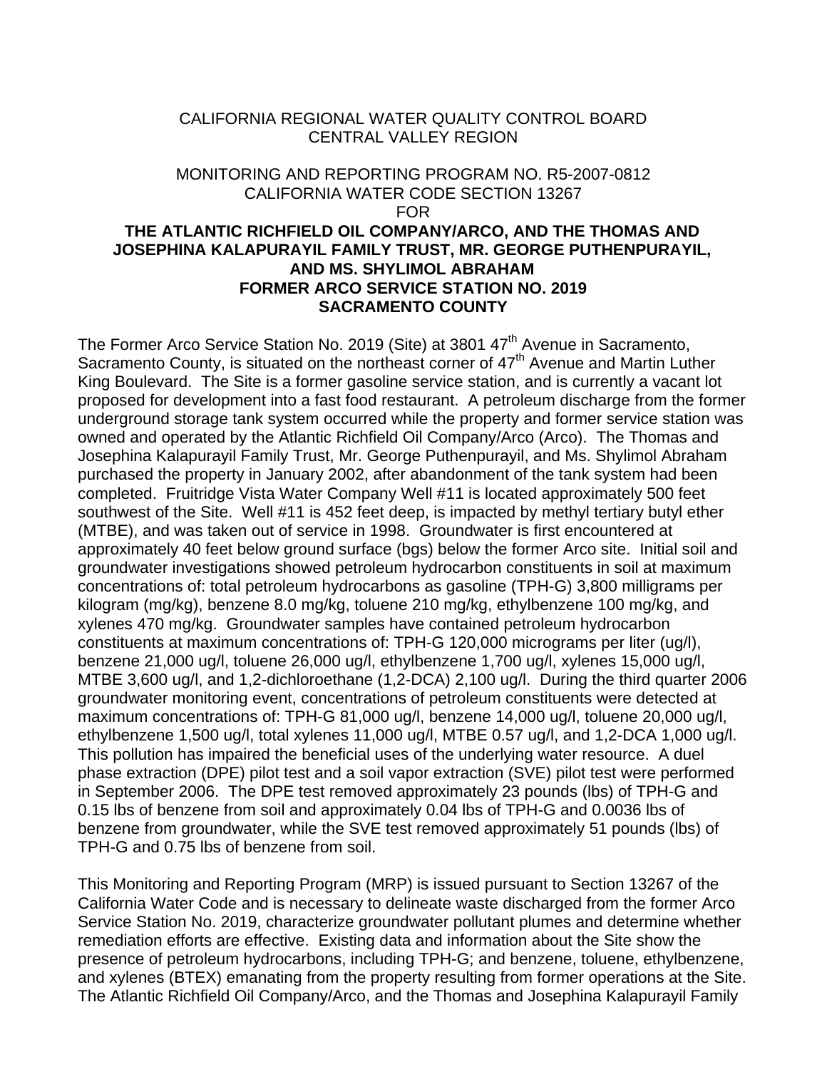CALIFORNIA REGIONAL WATER QUALITY CONTROL BOARD
CENTRAL VALLEY REGION

MONITORING AND REPORTING PROGRAM NO. R5-2007-0812
CALIFORNIA WATER CODE SECTION 13267
FOR

**THE ATLANTIC RICHFIELD OIL COMPANY/ARCO, AND THE THOMAS AND JOSEPHINA KALAPURAYIL FAMILY TRUST, MR. GEORGE PUTHENPURAYIL, AND MS. SHYLIMOL ABRAHAM**
**FORMER ARCO SERVICE STATION NO. 2019**
**SACRAMENTO COUNTY**

The Former Arco Service Station No. 2019 (Site) at 3801 47th Avenue in Sacramento, Sacramento County, is situated on the northeast corner of 47th Avenue and Martin Luther King Boulevard. The Site is a former gasoline service station, and is currently a vacant lot proposed for development into a fast food restaurant. A petroleum discharge from the former underground storage tank system occurred while the property and former service station was owned and operated by the Atlantic Richfield Oil Company/Arco (Arco). The Thomas and Josephina Kalapurayil Family Trust, Mr. George Puthenpurayil, and Ms. Shylimol Abraham purchased the property in January 2002, after abandonment of the tank system had been completed. Fruitridge Vista Water Company Well #11 is located approximately 500 feet southwest of the Site. Well #11 is 452 feet deep, is impacted by methyl tertiary butyl ether (MTBE), and was taken out of service in 1998. Groundwater is first encountered at approximately 40 feet below ground surface (bgs) below the former Arco site. Initial soil and groundwater investigations showed petroleum hydrocarbon constituents in soil at maximum concentrations of: total petroleum hydrocarbons as gasoline (TPH-G) 3,800 milligrams per kilogram (mg/kg), benzene 8.0 mg/kg, toluene 210 mg/kg, ethylbenzene 100 mg/kg, and xylenes 470 mg/kg. Groundwater samples have contained petroleum hydrocarbon constituents at maximum concentrations of: TPH-G 120,000 micrograms per liter (ug/l), benzene 21,000 ug/l, toluene 26,000 ug/l, ethylbenzene 1,700 ug/l, xylenes 15,000 ug/l, MTBE 3,600 ug/l, and 1,2-dichloroethane (1,2-DCA) 2,100 ug/l. During the third quarter 2006 groundwater monitoring event, concentrations of petroleum constituents were detected at maximum concentrations of: TPH-G 81,000 ug/l, benzene 14,000 ug/l, toluene 20,000 ug/l, ethylbenzene 1,500 ug/l, total xylenes 11,000 ug/l, MTBE 0.57 ug/l, and 1,2-DCA 1,000 ug/l. This pollution has impaired the beneficial uses of the underlying water resource. A duel phase extraction (DPE) pilot test and a soil vapor extraction (SVE) pilot test were performed in September 2006. The DPE test removed approximately 23 pounds (lbs) of TPH-G and 0.15 lbs of benzene from soil and approximately 0.04 lbs of TPH-G and 0.0036 lbs of benzene from groundwater, while the SVE test removed approximately 51 pounds (lbs) of TPH-G and 0.75 lbs of benzene from soil.

This Monitoring and Reporting Program (MRP) is issued pursuant to Section 13267 of the California Water Code and is necessary to delineate waste discharged from the former Arco Service Station No. 2019, characterize groundwater pollutant plumes and determine whether remediation efforts are effective. Existing data and information about the Site show the presence of petroleum hydrocarbons, including TPH-G; and benzene, toluene, ethylbenzene, and xylenes (BTEX) emanating from the property resulting from former operations at the Site. The Atlantic Richfield Oil Company/Arco, and the Thomas and Josephina Kalapurayil Family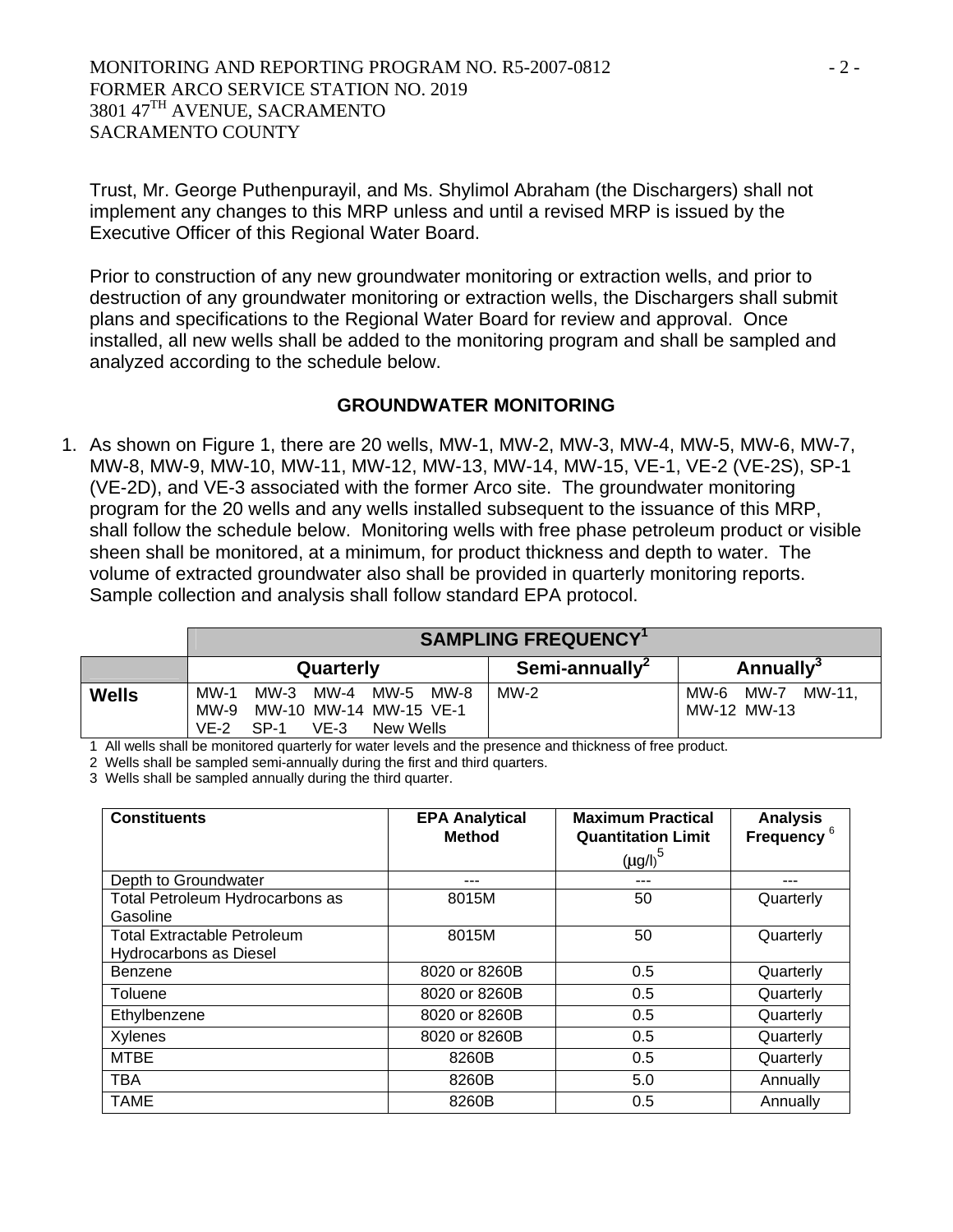Trust, Mr. George Puthenpurayil, and Ms. Shylimol Abraham (the Dischargers) shall not implement any changes to this MRP unless and until a revised MRP is issued by the Executive Officer of this Regional Water Board.

Prior to construction of any new groundwater monitoring or extraction wells, and prior to destruction of any groundwater monitoring or extraction wells, the Dischargers shall submit plans and specifications to the Regional Water Board for review and approval. Once installed, all new wells shall be added to the monitoring program and shall be sampled and analyzed according to the schedule below.

## GROUNDWATER MONITORING

1. As shown on Figure 1, there are 20 wells, MW-1, MW-2, MW-3, MW-4, MW-5, MW-6, MW-7, MW-8, MW-9, MW-10, MW-11, MW-12, MW-13, MW-14, MW-15, VE-1, VE-2 (VE-2S), SP-1 (VE-2D), and VE-3 associated with the former Arco site. The groundwater monitoring program for the 20 wells and any wells installed subsequent to the issuance of this MRP, shall follow the schedule below. Monitoring wells with free phase petroleum product or visible sheen shall be monitored, at a minimum, for product thickness and depth to water. The volume of extracted groundwater also shall be provided in quarterly monitoring reports. Sample collection and analysis shall follow standard EPA protocol.

| | SAMPLING FREQUENCY[1] | | |
|---|---|---|---|
| | Quarterly | Semi-annually[2] | Annually[3] |
| **Wells** | MW-1 MW-3 MW-4 MW-5 MW-8 MW-9 MW-10 MW-14 MW-15 VE-1 VE-2 SP-1 VE-3 New Wells | MW-2 | MW-6 MW-7 MW-11, MW-12 MW-13 |

1 All wells shall be monitored quarterly for water levels and the presence and thickness of free product.
2 Wells shall be sampled semi-annually during the first and third quarters.
3 Wells shall be sampled annually during the third quarter.

| Constituents | EPA Analytical Method | Maximum Practical Quantitation Limit (µg/l)[5] | Analysis Frequency[6] |
|---|---|---|---|
| Depth to Groundwater | --- | --- | --- |
| Total Petroleum Hydrocarbons as Gasoline | 8015M | 50 | Quarterly |
| Total Extractable Petroleum Hydrocarbons as Diesel | 8015M | 50 | Quarterly |
| Benzene | 8020 or 8260B | 0.5 | Quarterly |
| Toluene | 8020 or 8260B | 0.5 | Quarterly |
| Ethylbenzene | 8020 or 8260B | 0.5 | Quarterly |
| Xylenes | 8020 or 8260B | 0.5 | Quarterly |
| MTBE | 8260B | 0.5 | Quarterly |
| TBA | 8260B | 5.0 | Annually |
| TAME | 8260B | 0.5 | Annually |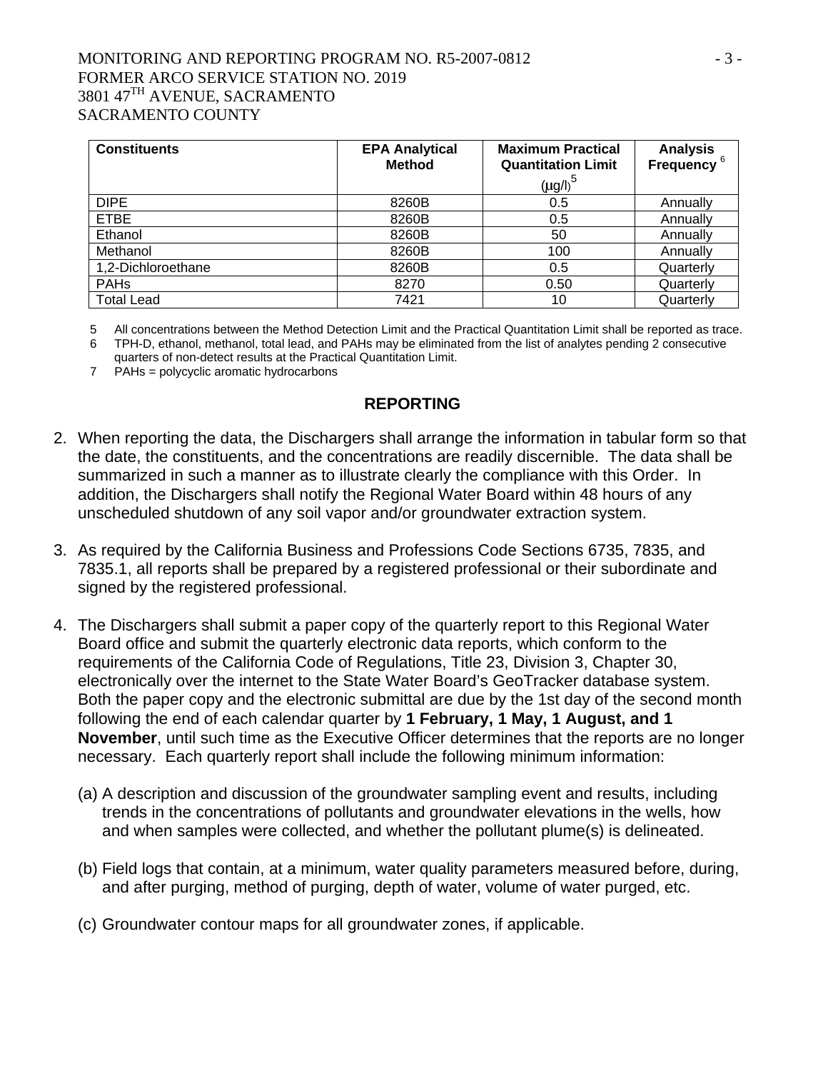| Constituents | EPA Analytical Method | Maximum Practical Quantitation Limit (μg/l)[5] | Analysis Frequency [6] |
|---|---|---|---|
| DIPE | 8260B | 0.5 | Annually |
| ETBE | 8260B | 0.5 | Annually |
| Ethanol | 8260B | 50 | Annually |
| Methanol | 8260B | 100 | Annually |
| 1,2-Dichloroethane | 8260B | 0.5 | Quarterly |
| PAHs | 8270 | 0.50 | Quarterly |
| Total Lead | 7421 | 10 | Quarterly |

5 All concentrations between the Method Detection Limit and the Practical Quantitation Limit shall be reported as trace.

6 TPH-D, ethanol, methanol, total lead, and PAHs may be eliminated from the list of analytes pending 2 consecutive quarters of non-detect results at the Practical Quantitation Limit.

7 PAHs = polycyclic aromatic hydrocarbons

## REPORTING

2. When reporting the data, the Dischargers shall arrange the information in tabular form so that the date, the constituents, and the concentrations are readily discernible. The data shall be summarized in such a manner as to illustrate clearly the compliance with this Order. In addition, the Dischargers shall notify the Regional Water Board within 48 hours of any unscheduled shutdown of any soil vapor and/or groundwater extraction system.

3. As required by the California Business and Professions Code Sections 6735, 7835, and 7835.1, all reports shall be prepared by a registered professional or their subordinate and signed by the registered professional.

4. The Dischargers shall submit a paper copy of the quarterly report to this Regional Water Board office and submit the quarterly electronic data reports, which conform to the requirements of the California Code of Regulations, Title 23, Division 3, Chapter 30, electronically over the internet to the State Water Board's GeoTracker database system. Both the paper copy and the electronic submittal are due by the 1st day of the second month following the end of each calendar quarter by **1 February, 1 May, 1 August, and 1 November**, until such time as the Executive Officer determines that the reports are no longer necessary. Each quarterly report shall include the following minimum information:

   (a) A description and discussion of the groundwater sampling event and results, including trends in the concentrations of pollutants and groundwater elevations in the wells, how and when samples were collected, and whether the pollutant plume(s) is delineated.

   (b) Field logs that contain, at a minimum, water quality parameters measured before, during, and after purging, method of purging, depth of water, volume of water purged, etc.

   (c) Groundwater contour maps for all groundwater zones, if applicable.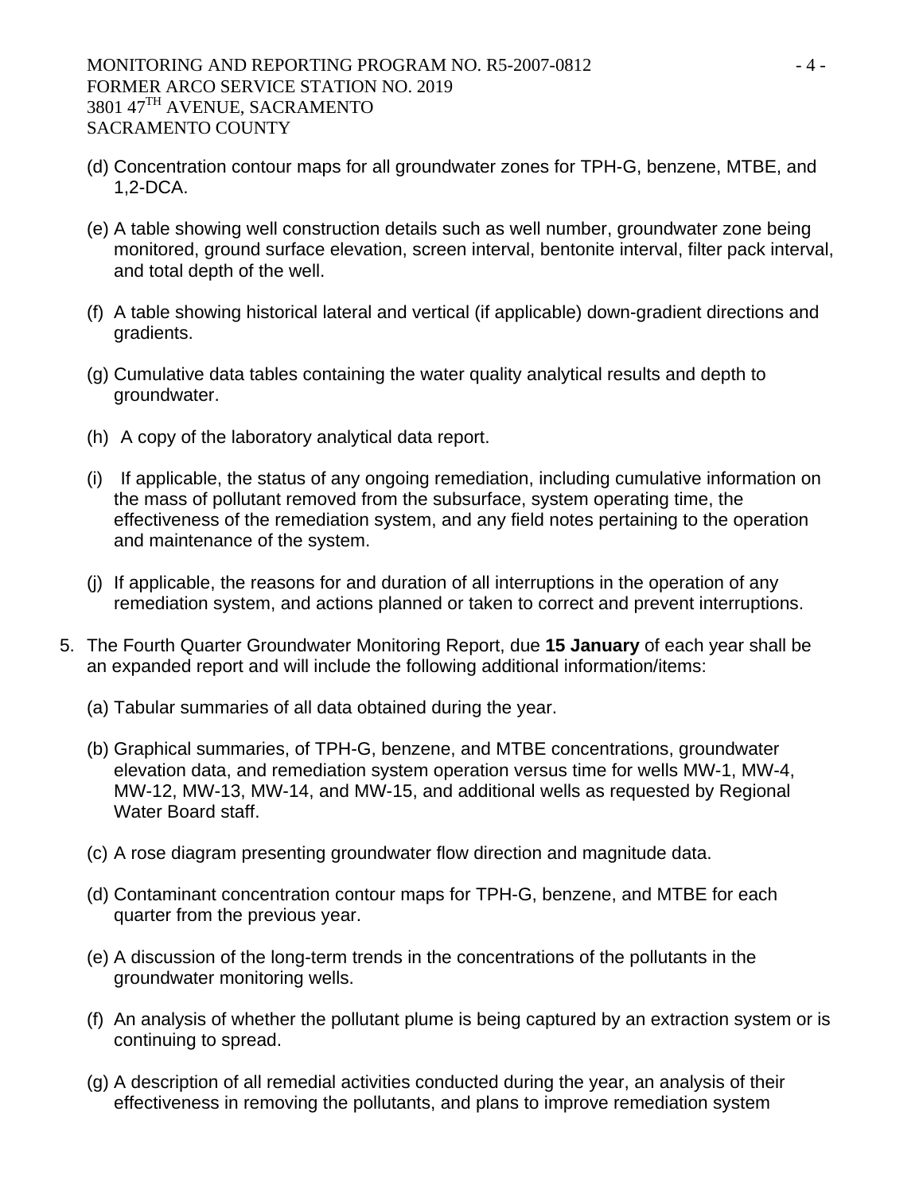(d) Concentration contour maps for all groundwater zones for TPH-G, benzene, MTBE, and 1,2-DCA.

(e) A table showing well construction details such as well number, groundwater zone being monitored, ground surface elevation, screen interval, bentonite interval, filter pack interval, and total depth of the well.

(f) A table showing historical lateral and vertical (if applicable) down-gradient directions and gradients.

(g) Cumulative data tables containing the water quality analytical results and depth to groundwater.

(h) A copy of the laboratory analytical data report.

(i) If applicable, the status of any ongoing remediation, including cumulative information on the mass of pollutant removed from the subsurface, system operating time, the effectiveness of the remediation system, and any field notes pertaining to the operation and maintenance of the system.

(j) If applicable, the reasons for and duration of all interruptions in the operation of any remediation system, and actions planned or taken to correct and prevent interruptions.

5. The Fourth Quarter Groundwater Monitoring Report, due **15 January** of each year shall be an expanded report and will include the following additional information/items:

   (a) Tabular summaries of all data obtained during the year.

   (b) Graphical summaries, of TPH-G, benzene, and MTBE concentrations, groundwater elevation data, and remediation system operation versus time for wells MW-1, MW-4, MW-12, MW-13, MW-14, and MW-15, and additional wells as requested by Regional Water Board staff.

   (c) A rose diagram presenting groundwater flow direction and magnitude data.

   (d) Contaminant concentration contour maps for TPH-G, benzene, and MTBE for each quarter from the previous year.

   (e) A discussion of the long-term trends in the concentrations of the pollutants in the groundwater monitoring wells.

   (f) An analysis of whether the pollutant plume is being captured by an extraction system or is continuing to spread.

   (g) A description of all remedial activities conducted during the year, an analysis of their effectiveness in removing the pollutants, and plans to improve remediation system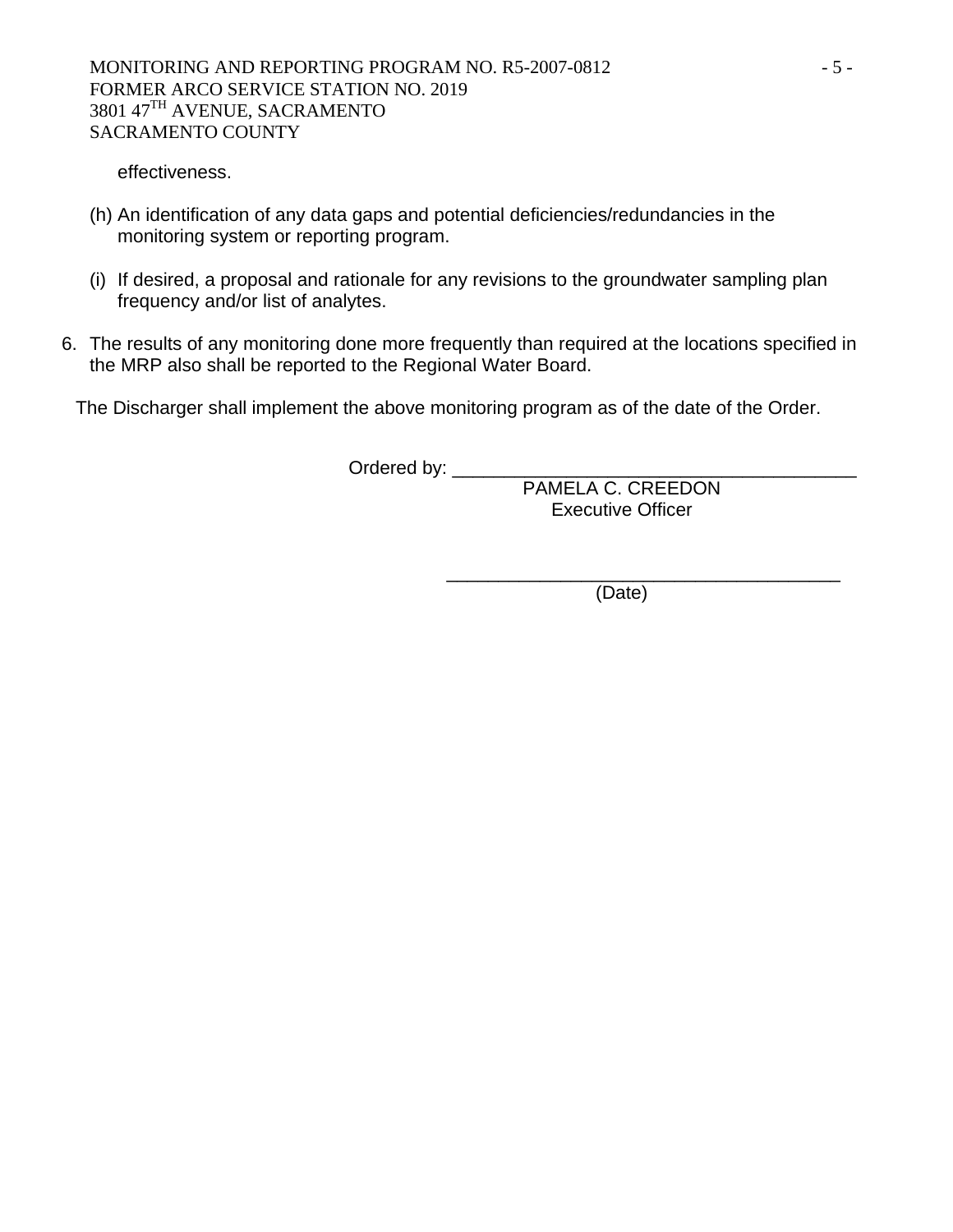effectiveness.

(h) An identification of any data gaps and potential deficiencies/redundancies in the monitoring system or reporting program.

(i) If desired, a proposal and rationale for any revisions to the groundwater sampling plan frequency and/or list of analytes.

6. The results of any monitoring done more frequently than required at the locations specified in the MRP also shall be reported to the Regional Water Board.

The Discharger shall implement the above monitoring program as of the date of the Order.

Ordered by: ________________________________________
PAMELA C. CREEDON
Executive Officer

________________________________________
(Date)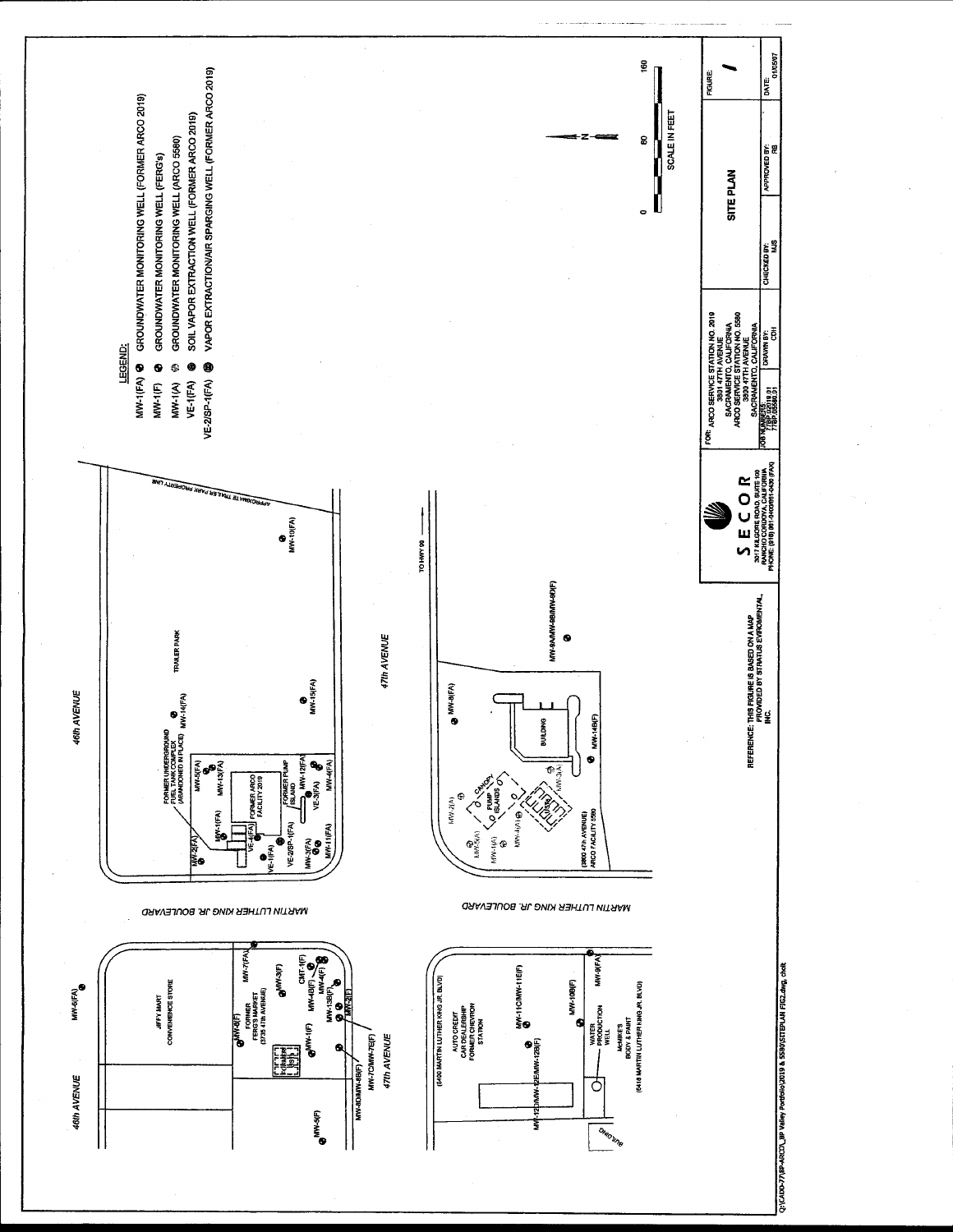46th AVENUE

46th AVENUE

47th AVENUE

47th AVENUE

MARTIN LUTHER KING JR. BOULEVARD

MARTIN LUTHER KING JR. BOULEVARD

TO HWY 99

MW-6(FA)

JIFFY MART CONVENIENCE STORE

MW-8(F)

FORMER FERG'S MARKET (3725 47th AVENUE)

MW-7(FA)

MW-3(F)

CMT-1(F)

MW-4(F)

MW-4B(F)

MW-1(F)

MW-13B(F)

MW-2(F)

MW-5(F)

MW-6D/MW-6B(F)

MW-7D/MW-7E(F)

(6400 MARTIN LUTHER KING JR. BLVD)

AUTO CREDIT CAR DEALERSHIP FORMER CHEVRON STATION

MW-11C/MW-11E(F)

MW-12D/MW-12E/MW-12B(F)

MW-10B(F)

MW-9(FA)

WATER PRODUCTION WELL

McMIKE'S BODY & PAINT (6416 MARTIN LUTHER KING JR. BLVD)

BUILDING

MW-2(FA)

MW-1(FA)

VE-4(FA)

VE-1(FA)

VE-2/SP-1(FA)

MW-3(FA)

MW-11(FA)

MW-5(FA)

MW-13(FA)

FORMER UNDERGROUND FUEL TANK COMPLEX (ABANDONED IN PLACE)

FORMER ARCO FACILITY 2019

FORMER PUMP ISLAND

MW-12(FA)

VE-3(FA)

MW-4(FA)

MW-14(FA)

TRAILER PARK

MW-15(FA)

MW-10(FA)

APPROXIMATE TRAILER PARK PROPERTY LINE

MW-8(FA)

BUILDING

CANOPY

PUMP ISLANDS

MW-2(A)

MW-5(A)

MW-1(A)

MW-4(A)

MW-3(A)

USTs

(3800 47th AVENUE) ARCO FACILITY 5580

MW-14B(F)

MW-9A/MW-9B/MW-9D(F)

LEGEND:

- MW-1(FA) GROUNDWATER MONITORING WELL (FORMER ARCO 2019)
- MW-1(F) GROUNDWATER MONITORING WELL (FERG's)
- MW-1(A) GROUNDWATER MONITORING WELL (ARCO 5580)
- VE-1(FA) SOIL VAPOR EXTRACTION WELL (FORMER ARCO 2019)
- VE-2/SP-1(FA) VAPOR EXTRACTION/AIR SPARGING WELL (FORMER ARCO 2019)

N

0 80 160

SCALE IN FEET

REFERENCE: THIS FIGURE IS BASED ON A MAP PROVIDED BY STRATUS EVIRONMENTAL, INC.

SECOR

3017 KILGORE ROAD, SUITE 100
RANCHO CORDOVA, CALIFORNIA
PHONE: (916) 861-0400/861-0430 (FAX)

FOR: ARCO SERVICE STATION NO. 2019
3601 47TH AVENUE
SACRAMENTO, CALIFORNIA
ARCO SERVICE STATION NO. 5580
3800 47TH AVENUE
SACRAMENTO, CALIFORNIA

JOB NUMBERS: 77BP.02019.01 77BP.05580.01

DRAWN BY: CDH

CHECKED BY: MJS

APPROVED BY: RB

SITE PLAN

FIGURE: 1

DATE: 01/05/07

Q:\CADD-77\BP-ARCO\_BP Valley Portfolio\2019 & 5580\SITEPLAN FIG2.dwg, cbolt